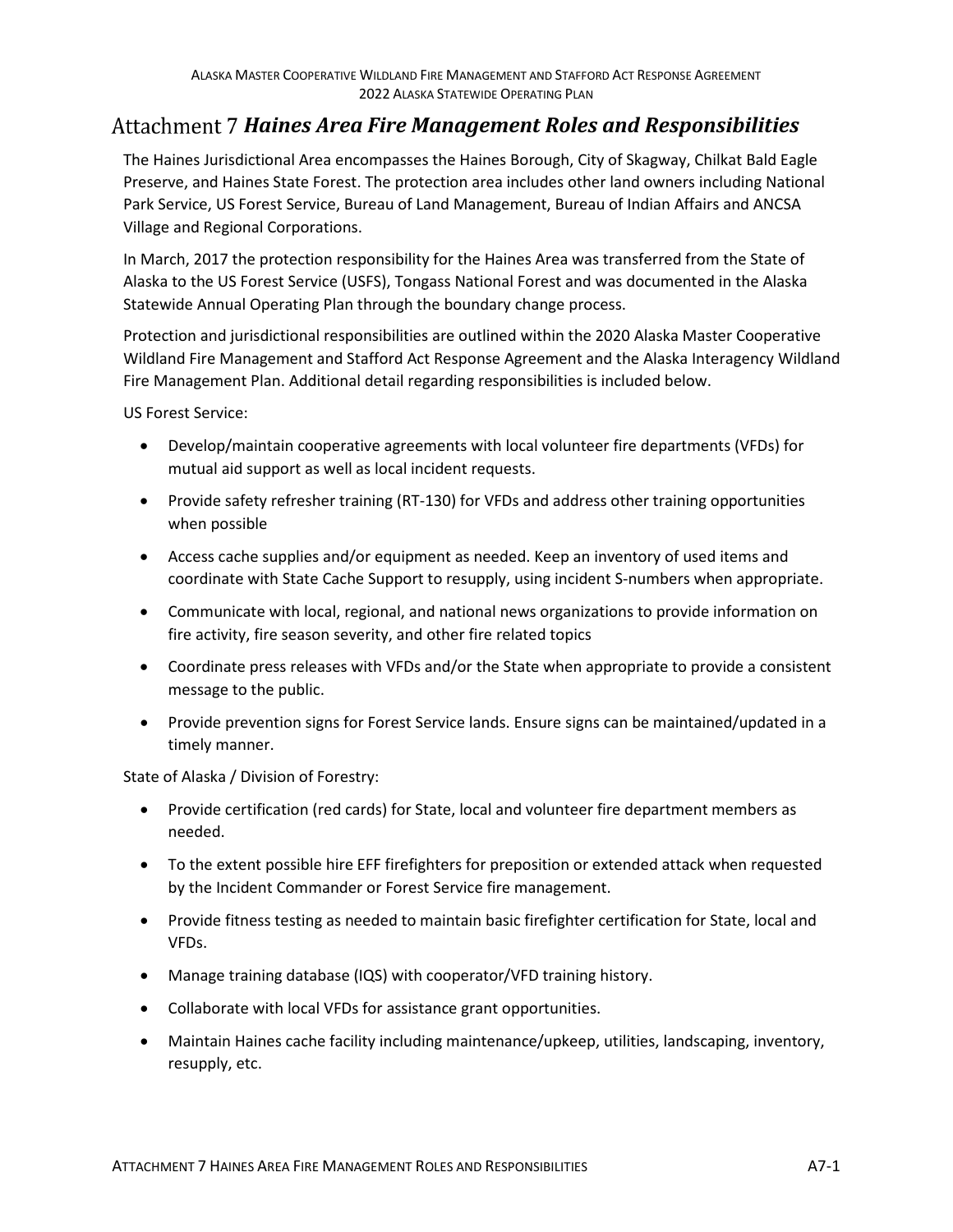# Attachment 7 *Haines Area Fire Management Roles and Responsibilities*

The Haines Jurisdictional Area encompasses the Haines Borough, City of Skagway, Chilkat Bald Eagle Preserve, and Haines State Forest. The protection area includes other land owners including National Park Service, US Forest Service, Bureau of Land Management, Bureau of Indian Affairs and ANCSA Village and Regional Corporations.

In March, 2017 the protection responsibility for the Haines Area was transferred from the State of Alaska to the US Forest Service (USFS), Tongass National Forest and was documented in the Alaska Statewide Annual Operating Plan through the boundary change process.

Protection and jurisdictional responsibilities are outlined within the 2020 Alaska Master Cooperative Wildland Fire Management and Stafford Act Response Agreement and the Alaska Interagency Wildland Fire Management Plan. Additional detail regarding responsibilities is included below.

US Forest Service:

- Develop/maintain cooperative agreements with local volunteer fire departments (VFDs) for mutual aid support as well as local incident requests.
- Provide safety refresher training (RT-130) for VFDs and address other training opportunities when possible
- Access cache supplies and/or equipment as needed. Keep an inventory of used items and coordinate with State Cache Support to resupply, using incident S-numbers when appropriate.
- Communicate with local, regional, and national news organizations to provide information on fire activity, fire season severity, and other fire related topics
- Coordinate press releases with VFDs and/or the State when appropriate to provide a consistent message to the public.
- Provide prevention signs for Forest Service lands. Ensure signs can be maintained/updated in a timely manner.

State of Alaska / Division of Forestry:

- Provide certification (red cards) for State, local and volunteer fire department members as needed.
- To the extent possible hire EFF firefighters for preposition or extended attack when requested by the Incident Commander or Forest Service fire management.
- Provide fitness testing as needed to maintain basic firefighter certification for State, local and VFDs.
- Manage training database (IQS) with cooperator/VFD training history.
- Collaborate with local VFDs for assistance grant opportunities.
- Maintain Haines cache facility including maintenance/upkeep, utilities, landscaping, inventory, resupply, etc.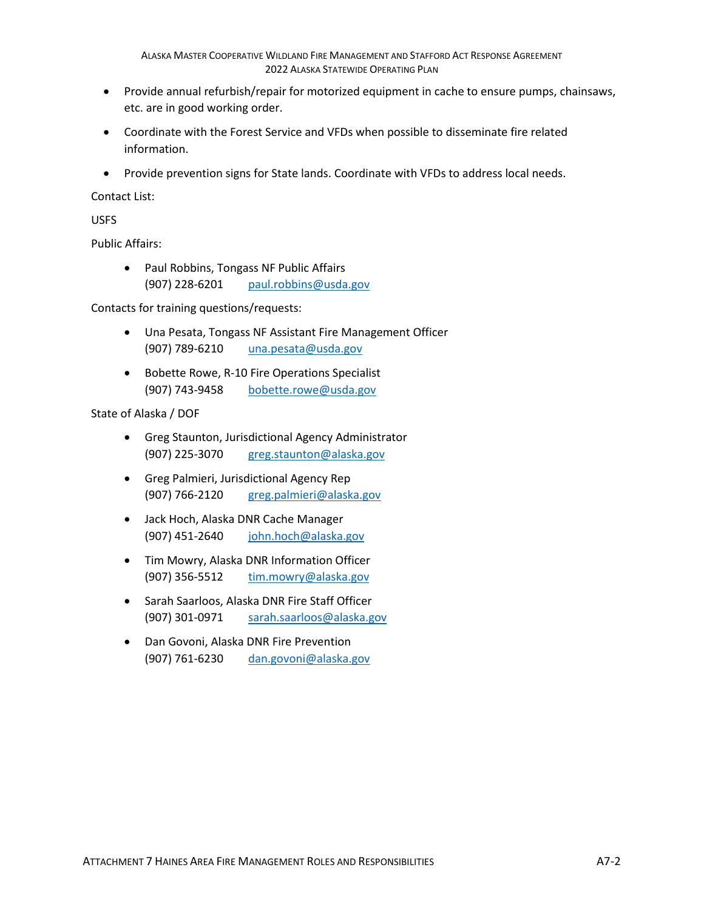- Provide annual refurbish/repair for motorized equipment in cache to ensure pumps, chainsaws, etc. are in good working order.
- Coordinate with the Forest Service and VFDs when possible to disseminate fire related information.
- Provide prevention signs for State lands. Coordinate with VFDs to address local needs.

Contact List:

USFS

Public Affairs:

- Paul Robbins, Tongass NF Public Affairs
  (907) 228-6201 paul.robbins@usda.gov

Contacts for training questions/requests:

- Una Pesata, Tongass NF Assistant Fire Management Officer
  (907) 789-6210 una.pesata@usda.gov
- Bobette Rowe, R-10 Fire Operations Specialist
  (907) 743-9458 bobette.rowe@usda.gov

State of Alaska / DOF

- Greg Staunton, Jurisdictional Agency Administrator
  (907) 225-3070 greg.staunton@alaska.gov
- Greg Palmieri, Jurisdictional Agency Rep
  (907) 766-2120 greg.palmieri@alaska.gov
- Jack Hoch, Alaska DNR Cache Manager
  (907) 451-2640 john.hoch@alaska.gov
- Tim Mowry, Alaska DNR Information Officer
  (907) 356-5512 tim.mowry@alaska.gov
- Sarah Saarloos, Alaska DNR Fire Staff Officer
  (907) 301-0971 sarah.saarloos@alaska.gov
- Dan Govoni, Alaska DNR Fire Prevention
  (907) 761-6230 dan.govoni@alaska.gov